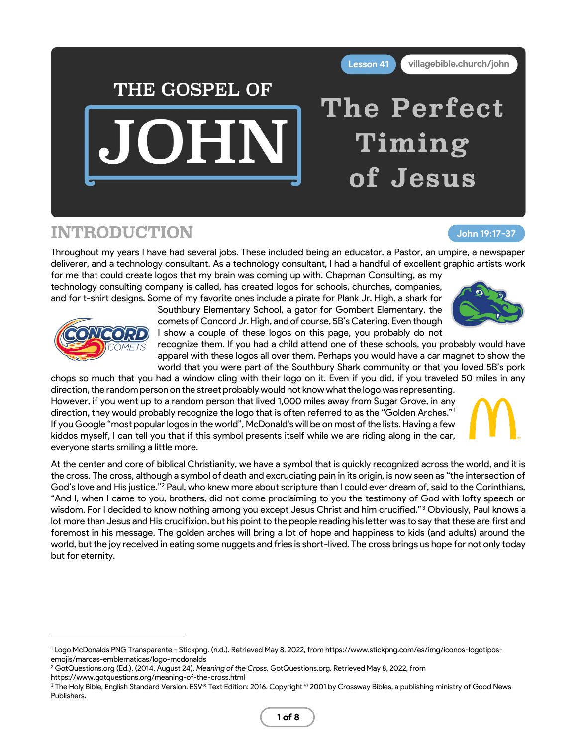Lesson 41 villagebible.church/john

# THE GOSPEL OF JOHN

# The Perfect Timing of Jesus

## INTRODUCTION

John 19:17-37

Throughout my years I have had several jobs. These included being an educator, a Pastor, an umpire, a newspaper deliverer, and a technology consultant. As a technology consultant, I had a handful of excellent graphic artists work for me that could create logos that my brain was coming up with. Chapman Consulting, as my technology consulting company is called, has created logos for schools, churches, companies, and for t-shirt designs. Some of my favorite ones include a pirate for Plank Jr. High, a shark for Southbury Elementary School, a gator for Gombert Elementary, the comets of Concord Jr. High, and of course, 5B's Catering. Even though I show a couple of these logos on this page, you probably do not recognize them. If you had a child attend one of these schools, you probably would have apparel with these logos all over them. Perhaps you would have a car magnet to show the world that you were part of the Southbury Shark community or that you loved 5B's pork chops so much that you had a window cling with their logo on it. Even if you did, if you traveled 50 miles in any direction, the random person on the street probably would not know what the logo was representing. However, if you went up to a random person that lived 1,000 miles away from Sugar Grove, in any direction, they would probably recognize the logo that is often referred to as the "Golden Arches."[1] If you Google "most popular logos in the world", McDonald's will be on most of the lists. Having a few kiddos myself, I can tell you that if this symbol presents itself while we are riding along in the car, everyone starts smiling a little more.

At the center and core of biblical Christianity, we have a symbol that is quickly recognized across the world, and it is the cross. The cross, although a symbol of death and excruciating pain in its origin, is now seen as "the intersection of God's love and His justice."[2] Paul, who knew more about scripture than I could ever dream of, said to the Corinthians, "And I, when I came to you, brothers, did not come proclaiming to you the testimony of God with lofty speech or wisdom. For I decided to know nothing among you except Jesus Christ and him crucified."[3] Obviously, Paul knows a lot more than Jesus and His crucifixion, but his point to the people reading his letter was to say that these are first and foremost in his message. The golden arches will bring a lot of hope and happiness to kids (and adults) around the world, but the joy received in eating some nuggets and fries is short-lived. The cross brings us hope for not only today but for eternity.

---

[1] Logo McDonalds PNG Transparente - Stickpng. (n.d.). Retrieved May 8, 2022, from https://www.stickpng.com/es/img/iconos-logotipos-emojis/marcas-emblematicas/logo-mcdonalds

[2] GotQuestions.org (Ed.). (2014, August 24). *Meaning of the Cross*. GotQuestions.org. Retrieved May 8, 2022, from https://www.gotquestions.org/meaning-of-the-cross.html

[3] The Holy Bible, English Standard Version. ESV® Text Edition: 2016. Copyright © 2001 by Crossway Bibles, a publishing ministry of Good News Publishers.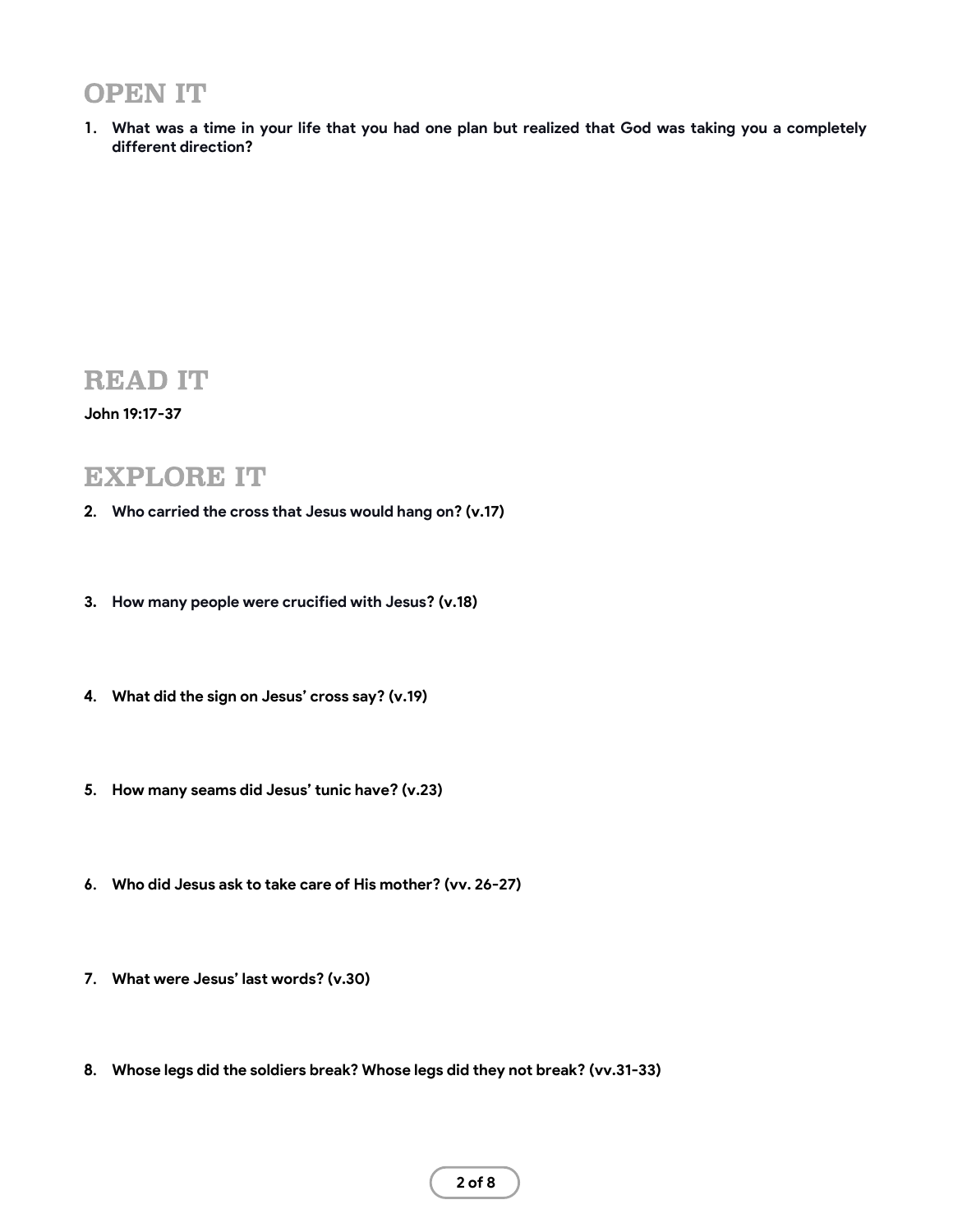## OPEN IT

1. **What was a time in your life that you had one plan but realized that God was taking you a completely different direction?**

## READ IT

**John 19:17-37**

## EXPLORE IT

2. **Who carried the cross that Jesus would hang on? (v.17)**

3. **How many people were crucified with Jesus? (v.18)**

4. **What did the sign on Jesus' cross say? (v.19)**

5. **How many seams did Jesus' tunic have? (v.23)**

6. **Who did Jesus ask to take care of His mother? (vv. 26-27)**

7. **What were Jesus' last words? (v.30)**

8. **Whose legs did the soldiers break? Whose legs did they not break? (vv.31-33)**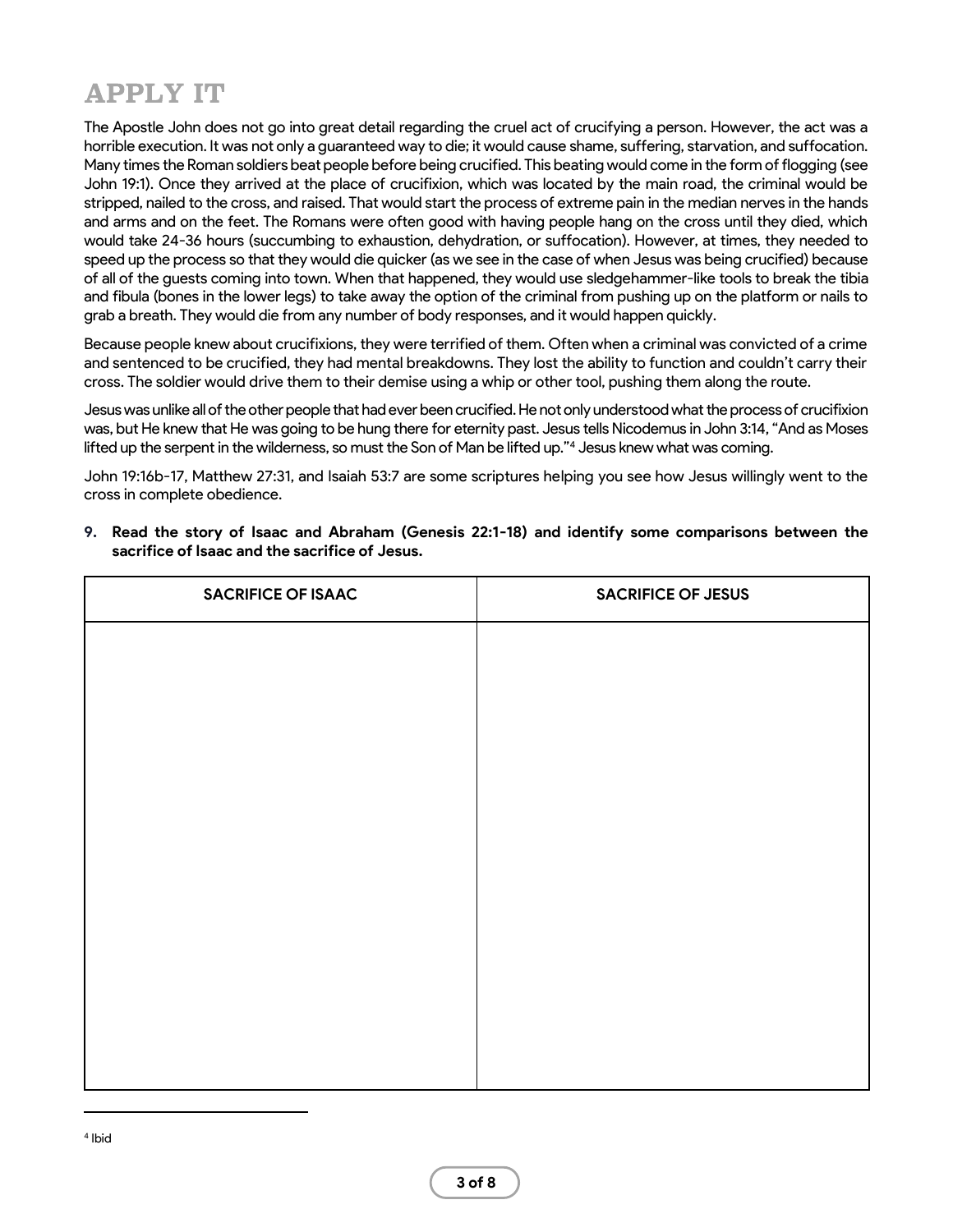# APPLY IT

The Apostle John does not go into great detail regarding the cruel act of crucifying a person. However, the act was a horrible execution. It was not only a guaranteed way to die; it would cause shame, suffering, starvation, and suffocation. Many times the Roman soldiers beat people before being crucified. This beating would come in the form of flogging (see John 19:1). Once they arrived at the place of crucifixion, which was located by the main road, the criminal would be stripped, nailed to the cross, and raised. That would start the process of extreme pain in the median nerves in the hands and arms and on the feet. The Romans were often good with having people hang on the cross until they died, which would take 24-36 hours (succumbing to exhaustion, dehydration, or suffocation). However, at times, they needed to speed up the process so that they would die quicker (as we see in the case of when Jesus was being crucified) because of all of the guests coming into town. When that happened, they would use sledgehammer-like tools to break the tibia and fibula (bones in the lower legs) to take away the option of the criminal from pushing up on the platform or nails to grab a breath. They would die from any number of body responses, and it would happen quickly.

Because people knew about crucifixions, they were terrified of them. Often when a criminal was convicted of a crime and sentenced to be crucified, they had mental breakdowns. They lost the ability to function and couldn't carry their cross. The soldier would drive them to their demise using a whip or other tool, pushing them along the route.

Jesus was unlike all of the other people that had ever been crucified. He not only understood what the process of crucifixion was, but He knew that He was going to be hung there for eternity past. Jesus tells Nicodemus in John 3:14, "And as Moses lifted up the serpent in the wilderness, so must the Son of Man be lifted up."[4] Jesus knew what was coming.

John 19:16b-17, Matthew 27:31, and Isaiah 53:7 are some scriptures helping you see how Jesus willingly went to the cross in complete obedience.

9. **Read the story of Isaac and Abraham (Genesis 22:1-18) and identify some comparisons between the sacrifice of Isaac and the sacrifice of Jesus.**

| SACRIFICE OF ISAAC | SACRIFICE OF JESUS |
| --- | --- |
| | |

[4] Ibid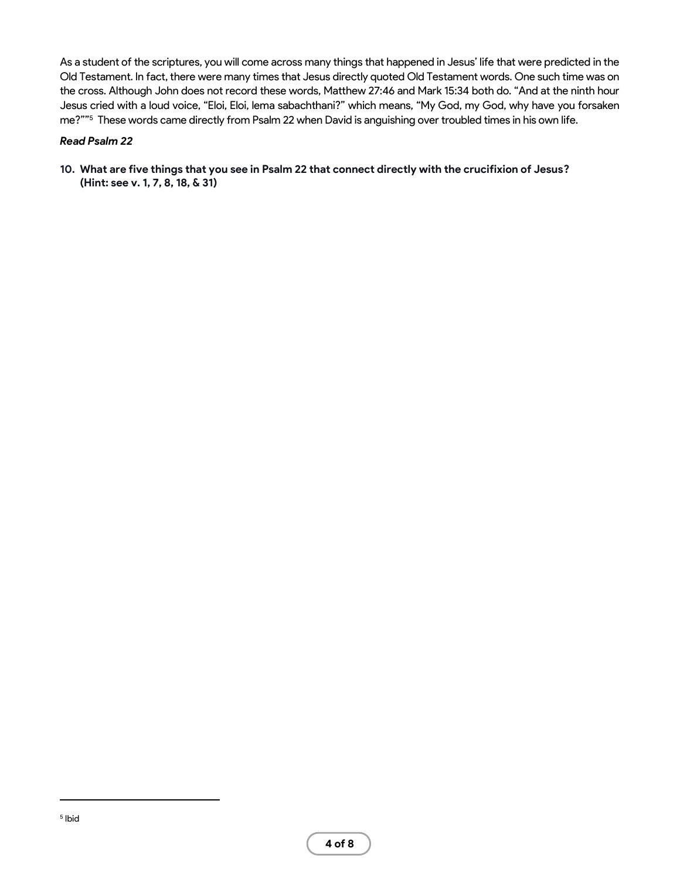As a student of the scriptures, you will come across many things that happened in Jesus' life that were predicted in the Old Testament. In fact, there were many times that Jesus directly quoted Old Testament words. One such time was on the cross. Although John does not record these words, Matthew 27:46 and Mark 15:34 both do. "And at the ninth hour Jesus cried with a loud voice, "Eloi, Eloi, lema sabachthani?" which means, "My God, my God, why have you forsaken me?""[5] These words came directly from Psalm 22 when David is anguishing over troubled times in his own life.

***Read Psalm 22***

10. **What are five things that you see in Psalm 22 that connect directly with the crucifixion of Jesus? (Hint: see v. 1, 7, 8, 18, & 31)**

---

[5] Ibid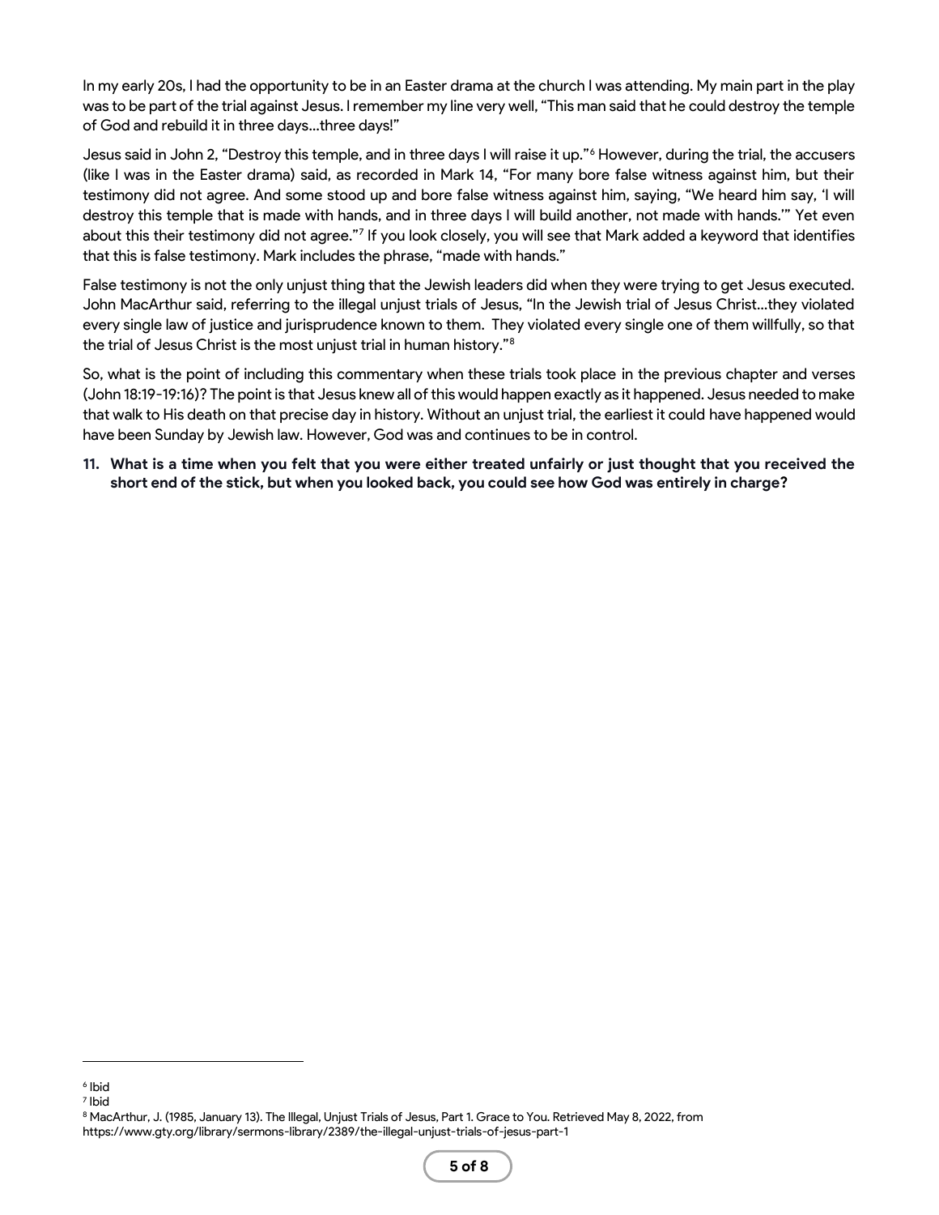In my early 20s, I had the opportunity to be in an Easter drama at the church I was attending. My main part in the play was to be part of the trial against Jesus. I remember my line very well, "This man said that he could destroy the temple of God and rebuild it in three days…three days!"

Jesus said in John 2, "Destroy this temple, and in three days I will raise it up."[6] However, during the trial, the accusers (like I was in the Easter drama) said, as recorded in Mark 14, "For many bore false witness against him, but their testimony did not agree. And some stood up and bore false witness against him, saying, "We heard him say, 'I will destroy this temple that is made with hands, and in three days I will build another, not made with hands.'" Yet even about this their testimony did not agree."[7] If you look closely, you will see that Mark added a keyword that identifies that this is false testimony. Mark includes the phrase, "made with hands."

False testimony is not the only unjust thing that the Jewish leaders did when they were trying to get Jesus executed. John MacArthur said, referring to the illegal unjust trials of Jesus, "In the Jewish trial of Jesus Christ…they violated every single law of justice and jurisprudence known to them. They violated every single one of them willfully, so that the trial of Jesus Christ is the most unjust trial in human history."[8]

So, what is the point of including this commentary when these trials took place in the previous chapter and verses (John 18:19-19:16)? The point is that Jesus knew all of this would happen exactly as it happened. Jesus needed to make that walk to His death on that precise day in history. Without an unjust trial, the earliest it could have happened would have been Sunday by Jewish law. However, God was and continues to be in control.

11. **What is a time when you felt that you were either treated unfairly or just thought that you received the short end of the stick, but when you looked back, you could see how God was entirely in charge?**

---

[6] Ibid

[7] Ibid

[8] MacArthur, J. (1985, January 13). The Illegal, Unjust Trials of Jesus, Part 1. Grace to You. Retrieved May 8, 2022, from https://www.gty.org/library/sermons-library/2389/the-illegal-unjust-trials-of-jesus-part-1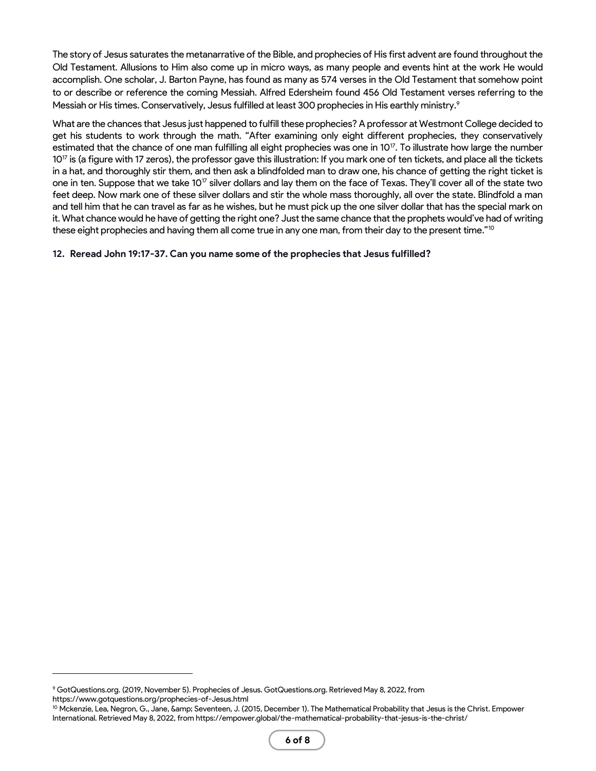The story of Jesus saturates the metanarrative of the Bible, and prophecies of His first advent are found throughout the Old Testament. Allusions to Him also come up in micro ways, as many people and events hint at the work He would accomplish. One scholar, J. Barton Payne, has found as many as 574 verses in the Old Testament that somehow point to or describe or reference the coming Messiah. Alfred Edersheim found 456 Old Testament verses referring to the Messiah or His times. Conservatively, Jesus fulfilled at least 300 prophecies in His earthly ministry.[9]

What are the chances that Jesus just happened to fulfill these prophecies? A professor at Westmont College decided to get his students to work through the math. "After examining only eight different prophecies, they conservatively estimated that the chance of one man fulfilling all eight prophecies was one in $10^{17}$. To illustrate how large the number $10^{17}$ is (a figure with 17 zeros), the professor gave this illustration: If you mark one of ten tickets, and place all the tickets in a hat, and thoroughly stir them, and then ask a blindfolded man to draw one, his chance of getting the right ticket is one in ten. Suppose that we take $10^{17}$ silver dollars and lay them on the face of Texas. They'll cover all of the state two feet deep. Now mark one of these silver dollars and stir the whole mass thoroughly, all over the state. Blindfold a man and tell him that he can travel as far as he wishes, but he must pick up the one silver dollar that has the special mark on it. What chance would he have of getting the right one? Just the same chance that the prophets would've had of writing these eight prophecies and having them all come true in any one man, from their day to the present time."[10]

**12. Reread John 19:17-37. Can you name some of the prophecies that Jesus fulfilled?**

---

[9] GotQuestions.org. (2019, November 5). Prophecies of Jesus. GotQuestions.org. Retrieved May 8, 2022, from https://www.gotquestions.org/prophecies-of-Jesus.html

[10] Mckenzie, Lea, Negron, G., Jane, &amp; Seventeen, J. (2015, December 1). The Mathematical Probability that Jesus is the Christ. Empower International. Retrieved May 8, 2022, from https://empower.global/the-mathematical-probability-that-jesus-is-the-christ/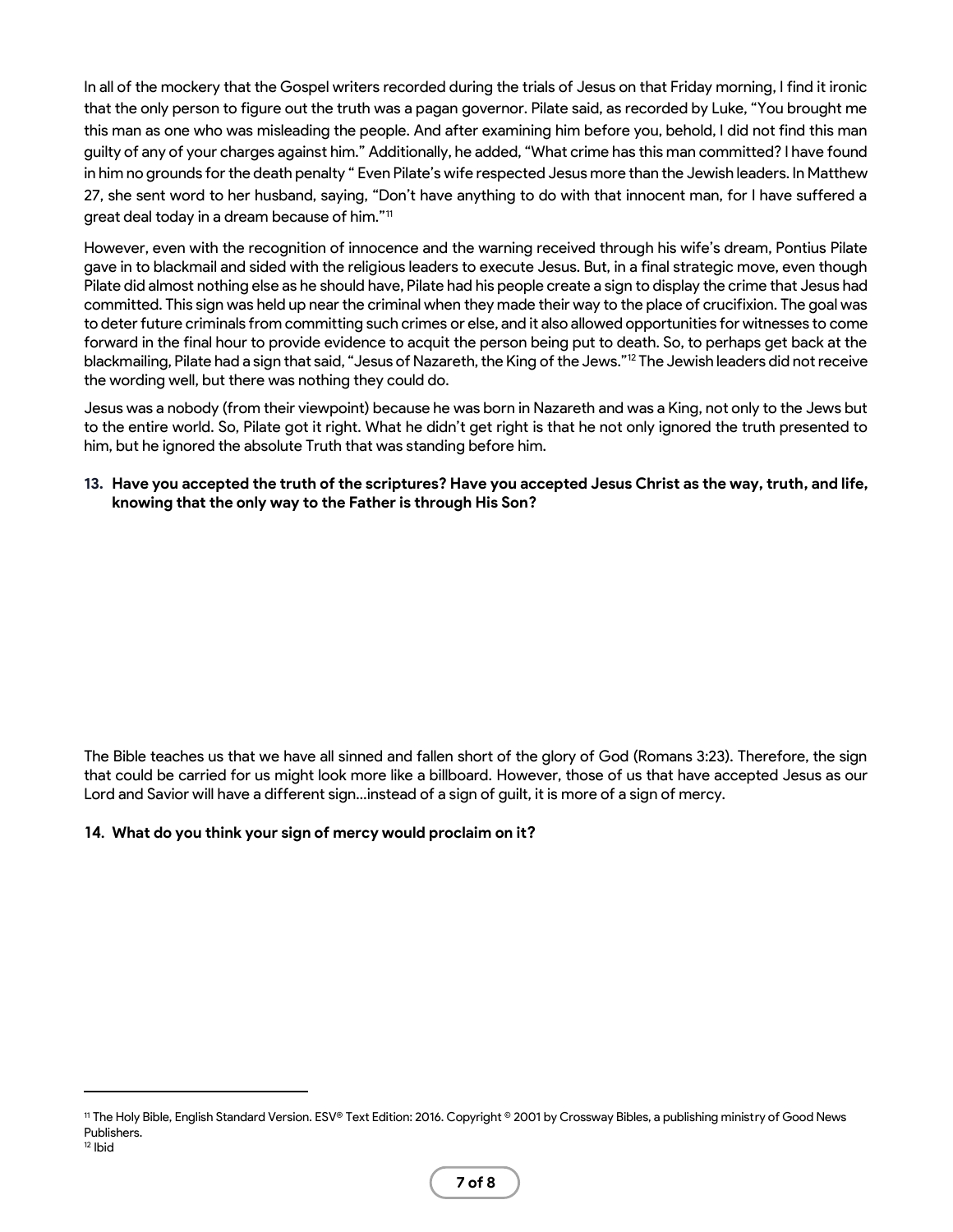In all of the mockery that the Gospel writers recorded during the trials of Jesus on that Friday morning, I find it ironic that the only person to figure out the truth was a pagan governor. Pilate said, as recorded by Luke, "You brought me this man as one who was misleading the people. And after examining him before you, behold, I did not find this man guilty of any of your charges against him." Additionally, he added, "What crime has this man committed? I have found in him no grounds for the death penalty " Even Pilate's wife respected Jesus more than the Jewish leaders. In Matthew 27, she sent word to her husband, saying, "Don't have anything to do with that innocent man, for I have suffered a great deal today in a dream because of him."[11]

However, even with the recognition of innocence and the warning received through his wife's dream, Pontius Pilate gave in to blackmail and sided with the religious leaders to execute Jesus. But, in a final strategic move, even though Pilate did almost nothing else as he should have, Pilate had his people create a sign to display the crime that Jesus had committed. This sign was held up near the criminal when they made their way to the place of crucifixion. The goal was to deter future criminals from committing such crimes or else, and it also allowed opportunities for witnesses to come forward in the final hour to provide evidence to acquit the person being put to death. So, to perhaps get back at the blackmailing, Pilate had a sign that said, "Jesus of Nazareth, the King of the Jews."[12] The Jewish leaders did not receive the wording well, but there was nothing they could do.

Jesus was a nobody (from their viewpoint) because he was born in Nazareth and was a King, not only to the Jews but to the entire world. So, Pilate got it right. What he didn't get right is that he not only ignored the truth presented to him, but he ignored the absolute Truth that was standing before him.

13. **Have you accepted the truth of the scriptures? Have you accepted Jesus Christ as the way, truth, and life, knowing that the only way to the Father is through His Son?**

The Bible teaches us that we have all sinned and fallen short of the glory of God (Romans 3:23). Therefore, the sign that could be carried for us might look more like a billboard. However, those of us that have accepted Jesus as our Lord and Savior will have a different sign…instead of a sign of guilt, it is more of a sign of mercy.

14. **What do you think your sign of mercy would proclaim on it?**

---

[11] The Holy Bible, English Standard Version. ESV® Text Edition: 2016. Copyright © 2001 by Crossway Bibles, a publishing ministry of Good News Publishers.

[12] Ibid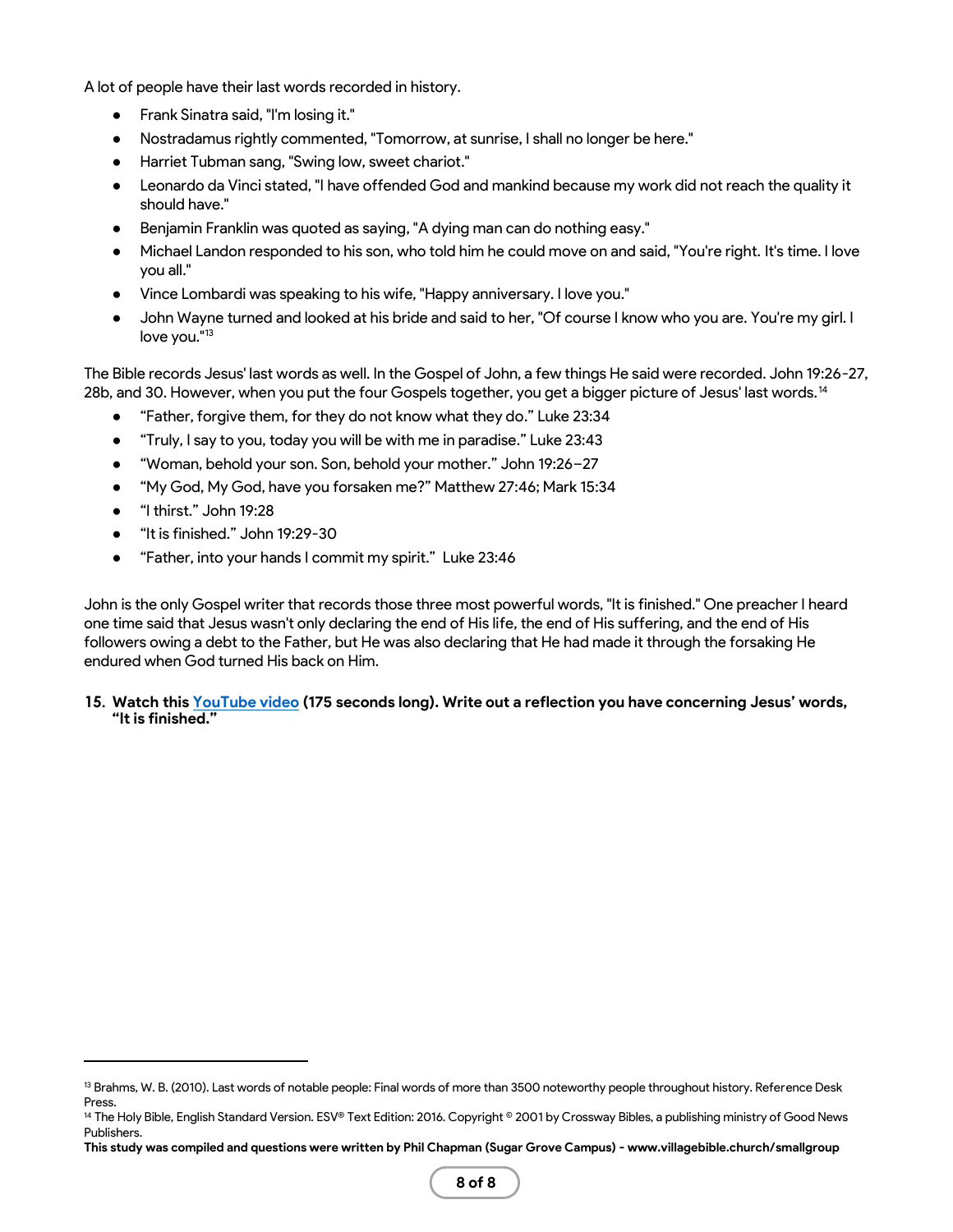A lot of people have their last words recorded in history.

- Frank Sinatra said, "I'm losing it."
- Nostradamus rightly commented, "Tomorrow, at sunrise, I shall no longer be here."
- Harriet Tubman sang, "Swing low, sweet chariot."
- Leonardo da Vinci stated, "I have offended God and mankind because my work did not reach the quality it should have."
- Benjamin Franklin was quoted as saying, "A dying man can do nothing easy."
- Michael Landon responded to his son, who told him he could move on and said, "You're right. It's time. I love you all."
- Vince Lombardi was speaking to his wife, "Happy anniversary. I love you."
- John Wayne turned and looked at his bride and said to her, "Of course I know who you are. You're my girl. I love you."[13]

The Bible records Jesus' last words as well. In the Gospel of John, a few things He said were recorded. John 19:26-27, 28b, and 30. However, when you put the four Gospels together, you get a bigger picture of Jesus' last words.[14]

- "Father, forgive them, for they do not know what they do." Luke 23:34
- "Truly, I say to you, today you will be with me in paradise." Luke 23:43
- "Woman, behold your son. Son, behold your mother." John 19:26–27
- "My God, My God, have you forsaken me?" Matthew 27:46; Mark 15:34
- "I thirst." John 19:28
- "It is finished." John 19:29-30
- "Father, into your hands I commit my spirit." Luke 23:46

John is the only Gospel writer that records those three most powerful words, "It is finished." One preacher I heard one time said that Jesus wasn't only declaring the end of His life, the end of His suffering, and the end of His followers owing a debt to the Father, but He was also declaring that He had made it through the forsaking He endured when God turned His back on Him.

15. **Watch this YouTube video (175 seconds long). Write out a reflection you have concerning Jesus' words, "It is finished."**

---

[13] Brahms, W. B. (2010). Last words of notable people: Final words of more than 3500 noteworthy people throughout history. Reference Desk Press.

[14] The Holy Bible, English Standard Version. ESV® Text Edition: 2016. Copyright © 2001 by Crossway Bibles, a publishing ministry of Good News Publishers.

**This study was compiled and questions were written by Phil Chapman (Sugar Grove Campus) - www.villagebible.church/smallgroup**